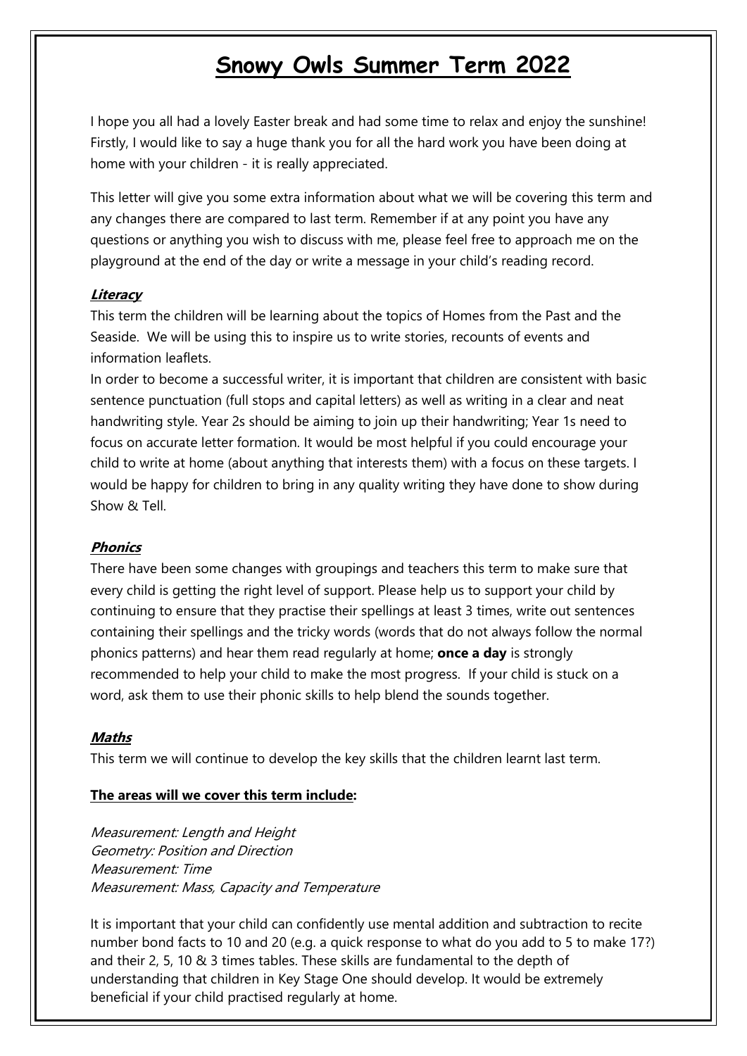# Snowy Owls Summer Term 2022

I hope you all had a lovely Easter break and had some time to relax and enjoy the sunshine! Firstly, I would like to say a huge thank you for all the hard work you have been doing at home with your children - it is really appreciated.

This letter will give you some extra information about what we will be covering this term and any changes there are compared to last term. Remember if at any point you have any questions or anything you wish to discuss with me, please feel free to approach me on the playground at the end of the day or write a message in your child's reading record.

## ***Literacy***

This term the children will be learning about the topics of Homes from the Past and the Seaside. We will be using this to inspire us to write stories, recounts of events and information leaflets.

In order to become a successful writer, it is important that children are consistent with basic sentence punctuation (full stops and capital letters) as well as writing in a clear and neat handwriting style. Year 2s should be aiming to join up their handwriting; Year 1s need to focus on accurate letter formation. It would be most helpful if you could encourage your child to write at home (about anything that interests them) with a focus on these targets. I would be happy for children to bring in any quality writing they have done to show during Show & Tell.

## ***Phonics***

There have been some changes with groupings and teachers this term to make sure that every child is getting the right level of support. Please help us to support your child by continuing to ensure that they practise their spellings at least 3 times, write out sentences containing their spellings and the tricky words (words that do not always follow the normal phonics patterns) and hear them read regularly at home; **once a day** is strongly recommended to help your child to make the most progress. If your child is stuck on a word, ask them to use their phonic skills to help blend the sounds together.

## ***Maths***

This term we will continue to develop the key skills that the children learnt last term.

**The areas will we cover this term include:**

*Measurement: Length and Height*
*Geometry: Position and Direction*
*Measurement: Time*
*Measurement: Mass, Capacity and Temperature*

It is important that your child can confidently use mental addition and subtraction to recite number bond facts to 10 and 20 (e.g. a quick response to what do you add to 5 to make 17?) and their 2, 5, 10 & 3 times tables. These skills are fundamental to the depth of understanding that children in Key Stage One should develop. It would be extremely beneficial if your child practised regularly at home.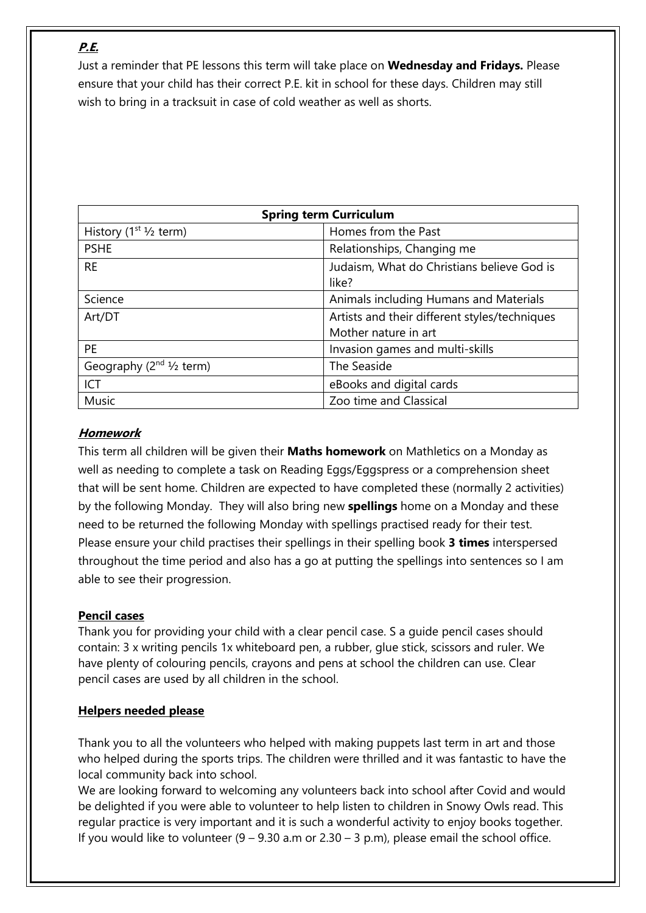## ***P.E.***

Just a reminder that PE lessons this term will take place on **Wednesday and Fridays.** Please ensure that your child has their correct P.E. kit in school for these days. Children may still wish to bring in a tracksuit in case of cold weather as well as shorts.

| **Spring term Curriculum** | |
|---|---|
| History (1st ½ term) | Homes from the Past |
| PSHE | Relationships, Changing me |
| RE | Judaism, What do Christians believe God is like? |
| Science | Animals including Humans and Materials |
| Art/DT | Artists and their different styles/techniques Mother nature in art |
| PE | Invasion games and multi-skills |
| Geography (2nd ½ term) | The Seaside |
| ICT | eBooks and digital cards |
| Music | Zoo time and Classical |

## ***Homework***

This term all children will be given their **Maths homework** on Mathletics on a Monday as well as needing to complete a task on Reading Eggs/Eggspress or a comprehension sheet that will be sent home. Children are expected to have completed these (normally 2 activities) by the following Monday. They will also bring new **spellings** home on a Monday and these need to be returned the following Monday with spellings practised ready for their test. Please ensure your child practises their spellings in their spelling book **3 times** interspersed throughout the time period and also has a go at putting the spellings into sentences so I am able to see their progression.

## **Pencil cases**

Thank you for providing your child with a clear pencil case. S a guide pencil cases should contain: 3 x writing pencils 1x whiteboard pen, a rubber, glue stick, scissors and ruler. We have plenty of colouring pencils, crayons and pens at school the children can use. Clear pencil cases are used by all children in the school.

## **Helpers needed please**

Thank you to all the volunteers who helped with making puppets last term in art and those who helped during the sports trips. The children were thrilled and it was fantastic to have the local community back into school.

We are looking forward to welcoming any volunteers back into school after Covid and would be delighted if you were able to volunteer to help listen to children in Snowy Owls read. This regular practice is very important and it is such a wonderful activity to enjoy books together. If you would like to volunteer (9 – 9.30 a.m or 2.30 – 3 p.m), please email the school office.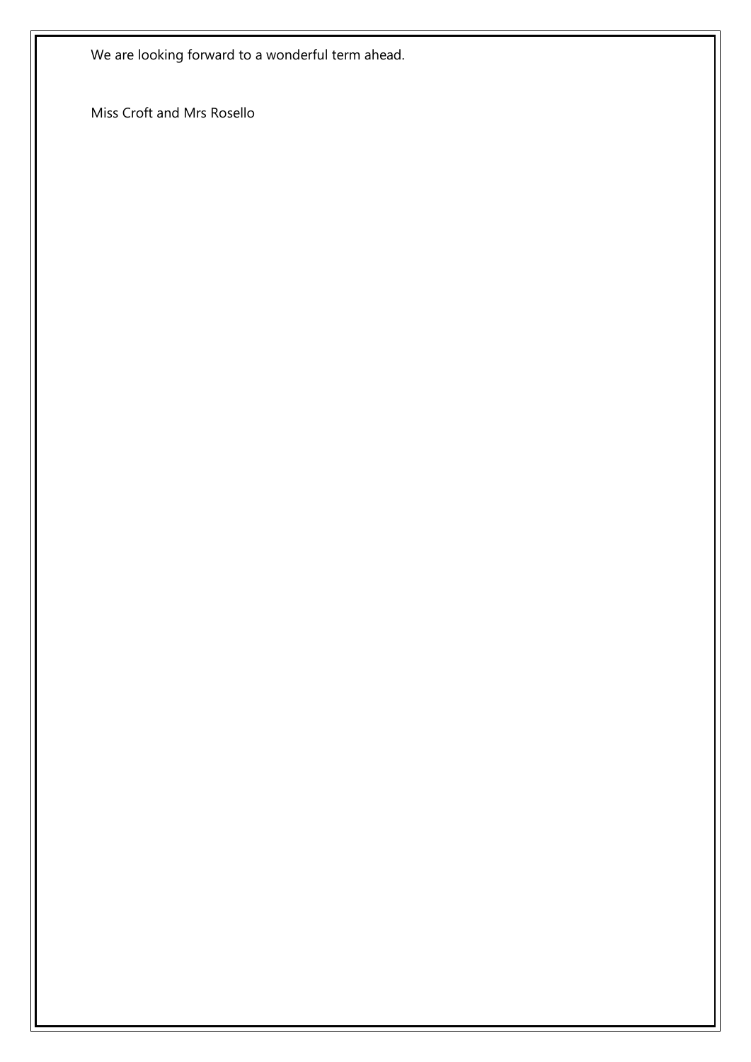We are looking forward to a wonderful term ahead.

Miss Croft and Mrs Rosello